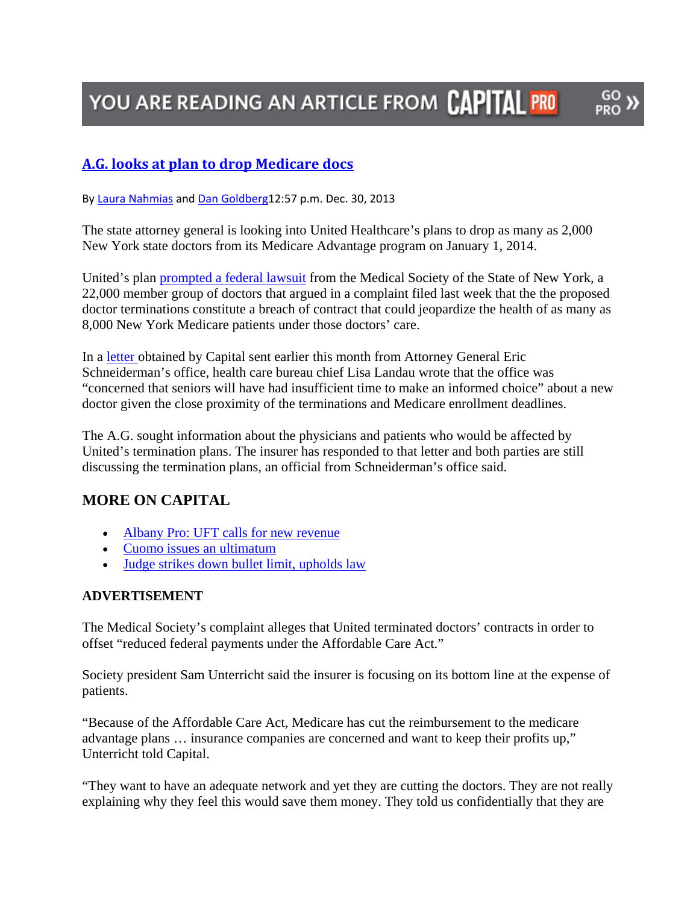YOU ARE READING AN ARTICLE FROM CAPITAL PRO GO PRO »

# A.G. looks at plan to drop Medicare docs

By Laura Nahmias and Dan Goldberg12:57 p.m. Dec. 30, 2013

The state attorney general is looking into United Healthcare's plans to drop as many as 2,000 New York state doctors from its Medicare Advantage program on January 1, 2014.

United's plan prompted a federal lawsuit from the Medical Society of the State of New York, a 22,000 member group of doctors that argued in a complaint filed last week that the the proposed doctor terminations constitute a breach of contract that could jeopardize the health of as many as 8,000 New York Medicare patients under those doctors' care.

In a letter obtained by Capital sent earlier this month from Attorney General Eric Schneiderman's office, health care bureau chief Lisa Landau wrote that the office was "concerned that seniors will have had insufficient time to make an informed choice" about a new doctor given the close proximity of the terminations and Medicare enrollment deadlines.

The A.G. sought information about the physicians and patients who would be affected by United's termination plans. The insurer has responded to that letter and both parties are still discussing the termination plans, an official from Schneiderman's office said.

## MORE ON CAPITAL

- Albany Pro: UFT calls for new revenue
- Cuomo issues an ultimatum
- Judge strikes down bullet limit, upholds law

**ADVERTISEMENT**

The Medical Society's complaint alleges that United terminated doctors' contracts in order to offset "reduced federal payments under the Affordable Care Act."

Society president Sam Unterricht said the insurer is focusing on its bottom line at the expense of patients.

"Because of the Affordable Care Act, Medicare has cut the reimbursement to the medicare advantage plans … insurance companies are concerned and want to keep their profits up," Unterricht told Capital.

"They want to have an adequate network and yet they are cutting the doctors. They are not really explaining why they feel this would save them money. They told us confidentially that they are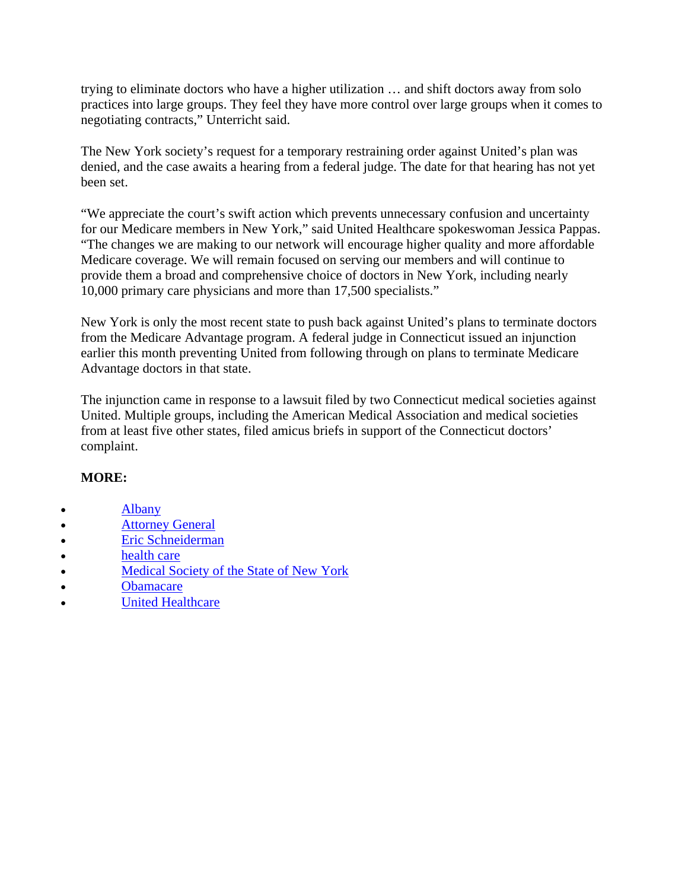trying to eliminate doctors who have a higher utilization … and shift doctors away from solo practices into large groups. They feel they have more control over large groups when it comes to negotiating contracts," Unterricht said.

The New York society's request for a temporary restraining order against United's plan was denied, and the case awaits a hearing from a federal judge. The date for that hearing has not yet been set.

"We appreciate the court's swift action which prevents unnecessary confusion and uncertainty for our Medicare members in New York," said United Healthcare spokeswoman Jessica Pappas. "The changes we are making to our network will encourage higher quality and more affordable Medicare coverage. We will remain focused on serving our members and will continue to provide them a broad and comprehensive choice of doctors in New York, including nearly 10,000 primary care physicians and more than 17,500 specialists."

New York is only the most recent state to push back against United's plans to terminate doctors from the Medicare Advantage program. A federal judge in Connecticut issued an injunction earlier this month preventing United from following through on plans to terminate Medicare Advantage doctors in that state.

The injunction came in response to a lawsuit filed by two Connecticut medical societies against United. Multiple groups, including the American Medical Association and medical societies from at least five other states, filed amicus briefs in support of the Connecticut doctors' complaint.

**MORE:**

- Albany
- Attorney General
- Eric Schneiderman
- health care
- Medical Society of the State of New York
- Obamacare
- United Healthcare